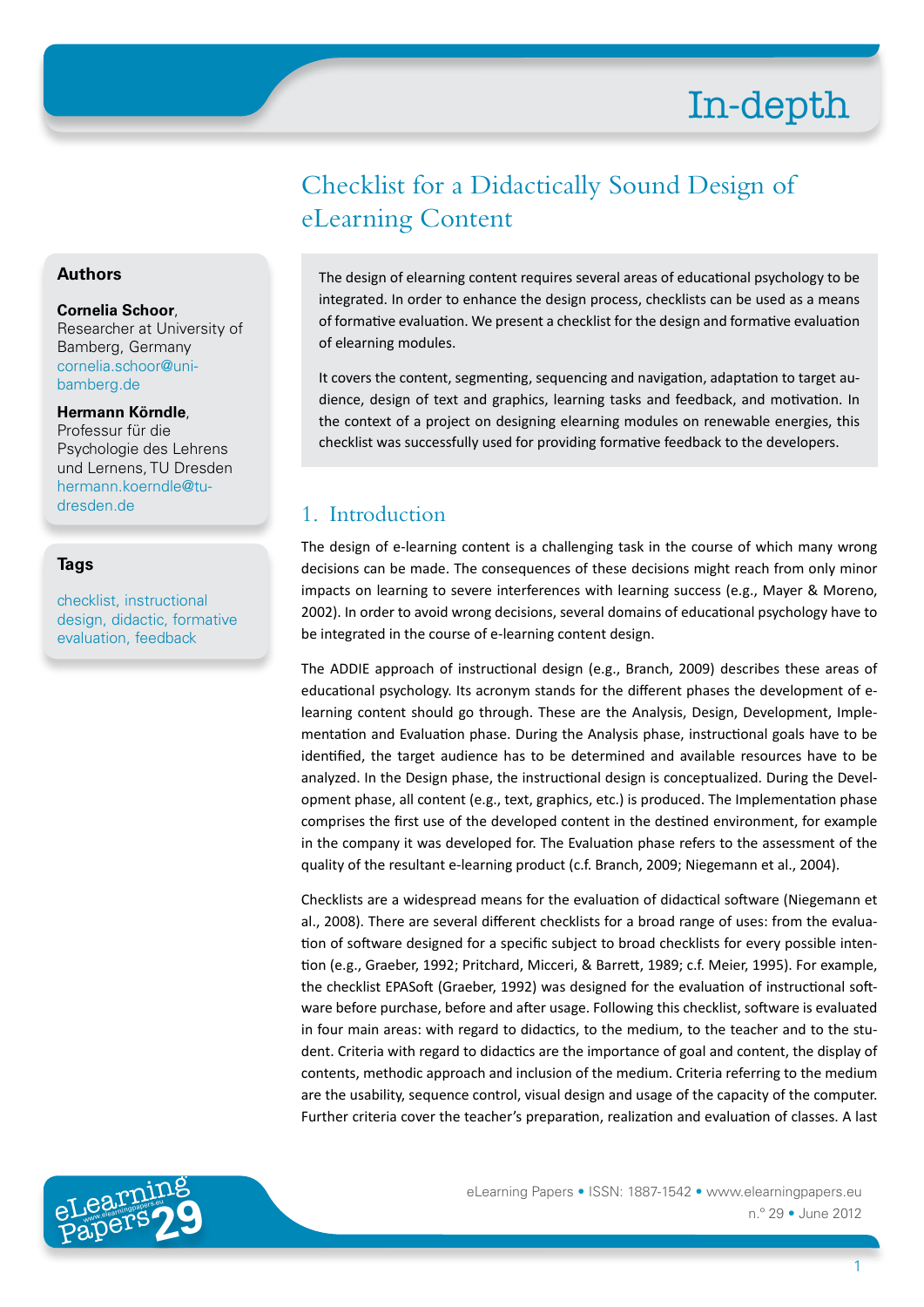# Checklist for a Didactically Sound Design of eLearning Content

**Authors**

**Cornelia Schoor**, Researcher at University of Bamberg, Germany cornelia.schoor@uni-bamberg.de

**Hermann Körndle**, Professur für die Psychologie des Lehrens und Lernens, TU Dresden hermann.koerndle@tu-dresden.de

**Tags**

checklist, instructional design, didactic, formative evaluation, feedback

The design of elearning content requires several areas of educational psychology to be integrated. In order to enhance the design process, checklists can be used as a means of formative evaluation. We present a checklist for the design and formative evaluation of elearning modules.

It covers the content, segmenting, sequencing and navigation, adaptation to target audience, design of text and graphics, learning tasks and feedback, and motivation. In the context of a project on designing elearning modules on renewable energies, this checklist was successfully used for providing formative feedback to the developers.

## 1. Introduction

The design of e-learning content is a challenging task in the course of which many wrong decisions can be made. The consequences of these decisions might reach from only minor impacts on learning to severe interferences with learning success (e.g., Mayer & Moreno, 2002). In order to avoid wrong decisions, several domains of educational psychology have to be integrated in the course of e-learning content design.

The ADDIE approach of instructional design (e.g., Branch, 2009) describes these areas of educational psychology. Its acronym stands for the different phases the development of e-learning content should go through. These are the Analysis, Design, Development, Implementation and Evaluation phase. During the Analysis phase, instructional goals have to be identified, the target audience has to be determined and available resources have to be analyzed. In the Design phase, the instructional design is conceptualized. During the Development phase, all content (e.g., text, graphics, etc.) is produced. The Implementation phase comprises the first use of the developed content in the destined environment, for example in the company it was developed for. The Evaluation phase refers to the assessment of the quality of the resultant e-learning product (c.f. Branch, 2009; Niegemann et al., 2004).

Checklists are a widespread means for the evaluation of didactical software (Niegemann et al., 2008). There are several different checklists for a broad range of uses: from the evaluation of software designed for a specific subject to broad checklists for every possible intention (e.g., Graeber, 1992; Pritchard, Micceri, & Barrett, 1989; c.f. Meier, 1995). For example, the checklist EPASoft (Graeber, 1992) was designed for the evaluation of instructional software before purchase, before and after usage. Following this checklist, software is evaluated in four main areas: with regard to didactics, to the medium, to the teacher and to the student. Criteria with regard to didactics are the importance of goal and content, the display of contents, methodic approach and inclusion of the medium. Criteria referring to the medium are the usability, sequence control, visual design and usage of the capacity of the computer. Further criteria cover the teacher's preparation, realization and evaluation of classes. A last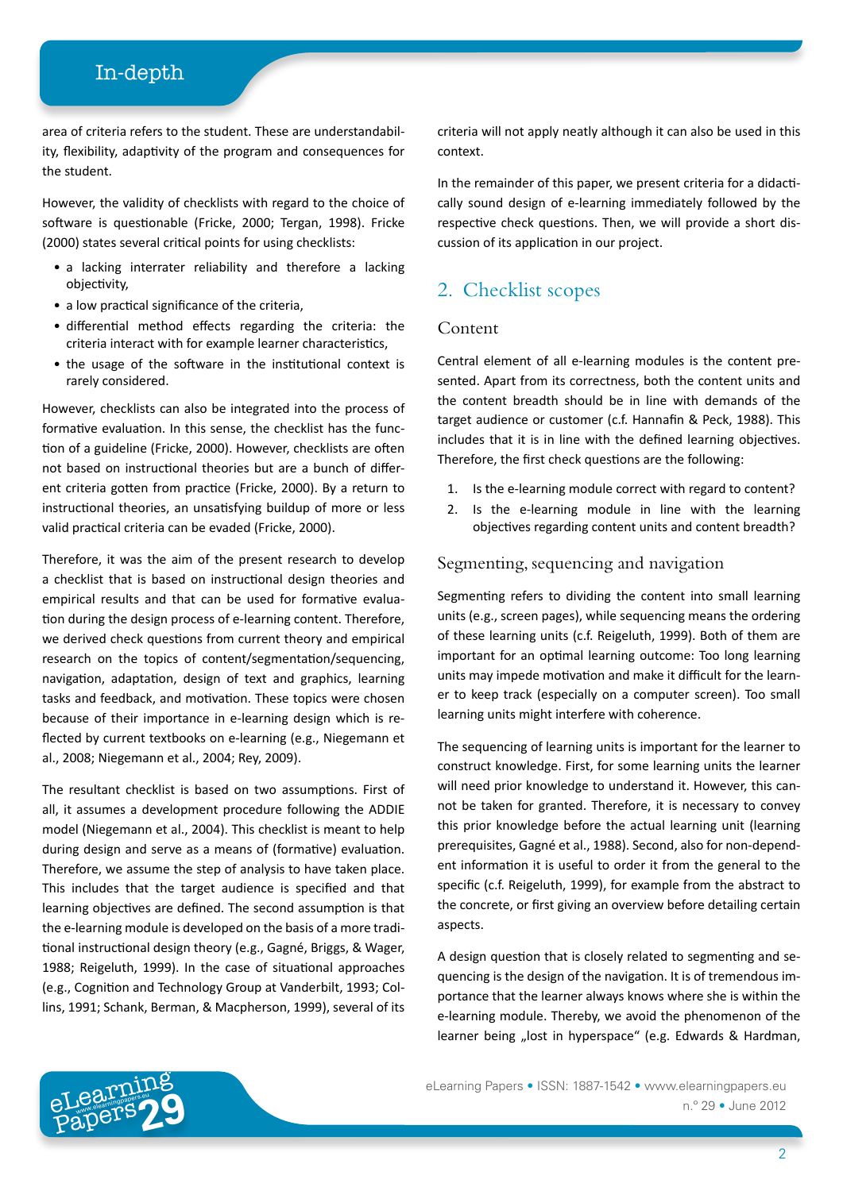area of criteria refers to the student. These are understandability, flexibility, adaptivity of the program and consequences for the student.

However, the validity of checklists with regard to the choice of software is questionable (Fricke, 2000; Tergan, 1998). Fricke (2000) states several critical points for using checklists:

- a lacking interrater reliability and therefore a lacking objectivity,
- a low practical significance of the criteria,
- differential method effects regarding the criteria: the criteria interact with for example learner characteristics,
- the usage of the software in the institutional context is rarely considered.

However, checklists can also be integrated into the process of formative evaluation. In this sense, the checklist has the function of a guideline (Fricke, 2000). However, checklists are often not based on instructional theories but are a bunch of different criteria gotten from practice (Fricke, 2000). By a return to instructional theories, an unsatisfying buildup of more or less valid practical criteria can be evaded (Fricke, 2000).

Therefore, it was the aim of the present research to develop a checklist that is based on instructional design theories and empirical results and that can be used for formative evaluation during the design process of e-learning content. Therefore, we derived check questions from current theory and empirical research on the topics of content/segmentation/sequencing, navigation, adaptation, design of text and graphics, learning tasks and feedback, and motivation. These topics were chosen because of their importance in e-learning design which is reflected by current textbooks on e-learning (e.g., Niegemann et al., 2008; Niegemann et al., 2004; Rey, 2009).

The resultant checklist is based on two assumptions. First of all, it assumes a development procedure following the ADDIE model (Niegemann et al., 2004). This checklist is meant to help during design and serve as a means of (formative) evaluation. Therefore, we assume the step of analysis to have taken place. This includes that the target audience is specified and that learning objectives are defined. The second assumption is that the e-learning module is developed on the basis of a more traditional instructional design theory (e.g., Gagné, Briggs, & Wager, 1988; Reigeluth, 1999). In the case of situational approaches (e.g., Cognition and Technology Group at Vanderbilt, 1993; Collins, 1991; Schank, Berman, & Macpherson, 1999), several of its criteria will not apply neatly although it can also be used in this context.

In the remainder of this paper, we present criteria for a didactically sound design of e-learning immediately followed by the respective check questions. Then, we will provide a short discussion of its application in our project.

## 2. Checklist scopes

### Content

Central element of all e-learning modules is the content presented. Apart from its correctness, both the content units and the content breadth should be in line with demands of the target audience or customer (c.f. Hannafin & Peck, 1988). This includes that it is in line with the defined learning objectives. Therefore, the first check questions are the following:

1. Is the e-learning module correct with regard to content?
2. Is the e-learning module in line with the learning objectives regarding content units and content breadth?

### Segmenting, sequencing and navigation

Segmenting refers to dividing the content into small learning units (e.g., screen pages), while sequencing means the ordering of these learning units (c.f. Reigeluth, 1999). Both of them are important for an optimal learning outcome: Too long learning units may impede motivation and make it difficult for the learner to keep track (especially on a computer screen). Too small learning units might interfere with coherence.

The sequencing of learning units is important for the learner to construct knowledge. First, for some learning units the learner will need prior knowledge to understand it. However, this cannot be taken for granted. Therefore, it is necessary to convey this prior knowledge before the actual learning unit (learning prerequisites, Gagné et al., 1988). Second, also for non-dependent information it is useful to order it from the general to the specific (c.f. Reigeluth, 1999), for example from the abstract to the concrete, or first giving an overview before detailing certain aspects.

A design question that is closely related to segmenting and sequencing is the design of the navigation. It is of tremendous importance that the learner always knows where she is within the e-learning module. Thereby, we avoid the phenomenon of the learner being „lost in hyperspace" (e.g. Edwards & Hardman,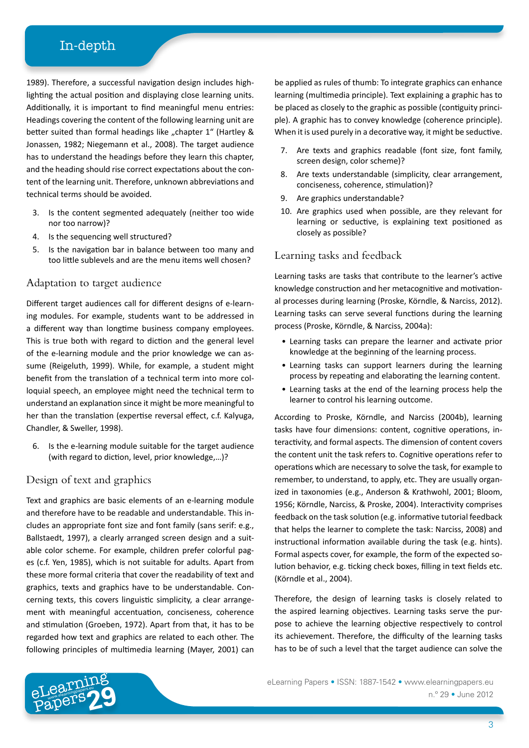1989). Therefore, a successful navigation design includes highlighting the actual position and displaying close learning units. Additionally, it is important to find meaningful menu entries: Headings covering the content of the following learning unit are better suited than formal headings like „chapter 1“ (Hartley & Jonassen, 1982; Niegemann et al., 2008). The target audience has to understand the headings before they learn this chapter, and the heading should rise correct expectations about the content of the learning unit. Therefore, unknown abbreviations and technical terms should be avoided.

3. Is the content segmented adequately (neither too wide nor too narrow)?
4. Is the sequencing well structured?
5. Is the navigation bar in balance between too many and too little sublevels and are the menu items well chosen?

## Adaptation to target audience

Different target audiences call for different designs of e-learning modules. For example, students want to be addressed in a different way than longtime business company employees. This is true both with regard to diction and the general level of the e-learning module and the prior knowledge we can assume (Reigeluth, 1999). While, for example, a student might benefit from the translation of a technical term into more colloquial speech, an employee might need the technical term to understand an explanation since it might be more meaningful to her than the translation (expertise reversal effect, c.f. Kalyuga, Chandler, & Sweller, 1998).

6. Is the e-learning module suitable for the target audience (with regard to diction, level, prior knowledge,…)?

## Design of text and graphics

Text and graphics are basic elements of an e-learning module and therefore have to be readable and understandable. This includes an appropriate font size and font family (sans serif: e.g., Ballstaedt, 1997), a clearly arranged screen design and a suitable color scheme. For example, children prefer colorful pages (c.f. Yen, 1985), which is not suitable for adults. Apart from these more formal criteria that cover the readability of text and graphics, texts and graphics have to be understandable. Concerning texts, this covers linguistic simplicity, a clear arrangement with meaningful accentuation, conciseness, coherence and stimulation (Groeben, 1972). Apart from that, it has to be regarded how text and graphics are related to each other. The following principles of multimedia learning (Mayer, 2001) can be applied as rules of thumb: To integrate graphics can enhance learning (multimedia principle). Text explaining a graphic has to be placed as closely to the graphic as possible (contiguity principle). A graphic has to convey knowledge (coherence principle). When it is used purely in a decorative way, it might be seductive.

7. Are texts and graphics readable (font size, font family, screen design, color scheme)?
8. Are texts understandable (simplicity, clear arrangement, conciseness, coherence, stimulation)?
9. Are graphics understandable?
10. Are graphics used when possible, are they relevant for learning or seductive, is explaining text positioned as closely as possible?

## Learning tasks and feedback

Learning tasks are tasks that contribute to the learner's active knowledge construction and her metacognitive and motivational processes during learning (Proske, Körndle, & Narciss, 2012). Learning tasks can serve several functions during the learning process (Proske, Körndle, & Narciss, 2004a):

- Learning tasks can prepare the learner and activate prior knowledge at the beginning of the learning process.
- Learning tasks can support learners during the learning process by repeating and elaborating the learning content.
- Learning tasks at the end of the learning process help the learner to control his learning outcome.

According to Proske, Körndle, and Narciss (2004b), learning tasks have four dimensions: content, cognitive operations, interactivity, and formal aspects. The dimension of content covers the content unit the task refers to. Cognitive operations refer to operations which are necessary to solve the task, for example to remember, to understand, to apply, etc. They are usually organized in taxonomies (e.g., Anderson & Krathwohl, 2001; Bloom, 1956; Körndle, Narciss, & Proske, 2004). Interactivity comprises feedback on the task solution (e.g. informative tutorial feedback that helps the learner to complete the task: Narciss, 2008) and instructional information available during the task (e.g. hints). Formal aspects cover, for example, the form of the expected solution behavior, e.g. ticking check boxes, filling in text fields etc. (Körndle et al., 2004).

Therefore, the design of learning tasks is closely related to the aspired learning objectives. Learning tasks serve the purpose to achieve the learning objective respectively to control its achievement. Therefore, the difficulty of the learning tasks has to be of such a level that the target audience can solve the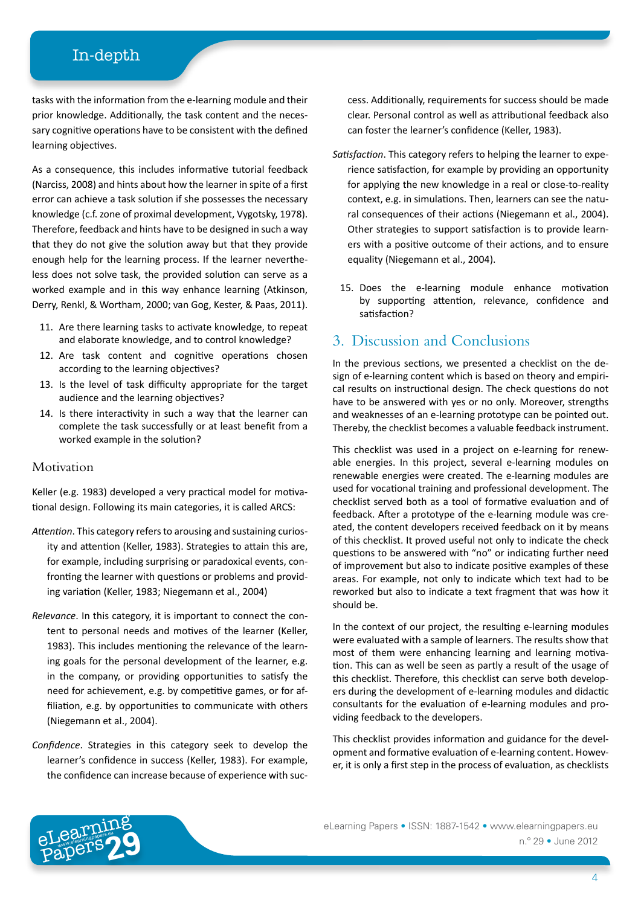tasks with the information from the e-learning module and their prior knowledge. Additionally, the task content and the necessary cognitive operations have to be consistent with the defined learning objectives.

As a consequence, this includes informative tutorial feedback (Narciss, 2008) and hints about how the learner in spite of a first error can achieve a task solution if she possesses the necessary knowledge (c.f. zone of proximal development, Vygotsky, 1978). Therefore, feedback and hints have to be designed in such a way that they do not give the solution away but that they provide enough help for the learning process. If the learner nevertheless does not solve task, the provided solution can serve as a worked example and in this way enhance learning (Atkinson, Derry, Renkl, & Wortham, 2000; van Gog, Kester, & Paas, 2011).

11. Are there learning tasks to activate knowledge, to repeat and elaborate knowledge, and to control knowledge?
12. Are task content and cognitive operations chosen according to the learning objectives?
13. Is the level of task difficulty appropriate for the target audience and the learning objectives?
14. Is there interactivity in such a way that the learner can complete the task successfully or at least benefit from a worked example in the solution?

### Motivation

Keller (e.g. 1983) developed a very practical model for motivational design. Following its main categories, it is called ARCS:

*Attention*. This category refers to arousing and sustaining curiosity and attention (Keller, 1983). Strategies to attain this are, for example, including surprising or paradoxical events, confronting the learner with questions or problems and providing variation (Keller, 1983; Niegemann et al., 2004)

*Relevance*. In this category, it is important to connect the content to personal needs and motives of the learner (Keller, 1983). This includes mentioning the relevance of the learning goals for the personal development of the learner, e.g. in the company, or providing opportunities to satisfy the need for achievement, e.g. by competitive games, or for affiliation, e.g. by opportunities to communicate with others (Niegemann et al., 2004).

*Confidence*. Strategies in this category seek to develop the learner's confidence in success (Keller, 1983). For example, the confidence can increase because of experience with success. Additionally, requirements for success should be made clear. Personal control as well as attributional feedback also can foster the learner's confidence (Keller, 1983).

*Satisfaction*. This category refers to helping the learner to experience satisfaction, for example by providing an opportunity for applying the new knowledge in a real or close-to-reality context, e.g. in simulations. Then, learners can see the natural consequences of their actions (Niegemann et al., 2004). Other strategies to support satisfaction is to provide learners with a positive outcome of their actions, and to ensure equality (Niegemann et al., 2004).

15. Does the e-learning module enhance motivation by supporting attention, relevance, confidence and satisfaction?

## 3. Discussion and Conclusions

In the previous sections, we presented a checklist on the design of e-learning content which is based on theory and empirical results on instructional design. The check questions do not have to be answered with yes or no only. Moreover, strengths and weaknesses of an e-learning prototype can be pointed out. Thereby, the checklist becomes a valuable feedback instrument.

This checklist was used in a project on e-learning for renewable energies. In this project, several e-learning modules on renewable energies were created. The e-learning modules are used for vocational training and professional development. The checklist served both as a tool of formative evaluation and of feedback. After a prototype of the e-learning module was created, the content developers received feedback on it by means of this checklist. It proved useful not only to indicate the check questions to be answered with "no" or indicating further need of improvement but also to indicate positive examples of these areas. For example, not only to indicate which text had to be reworked but also to indicate a text fragment that was how it should be.

In the context of our project, the resulting e-learning modules were evaluated with a sample of learners. The results show that most of them were enhancing learning and learning motivation. This can as well be seen as partly a result of the usage of this checklist. Therefore, this checklist can serve both developers during the development of e-learning modules and didactic consultants for the evaluation of e-learning modules and providing feedback to the developers.

This checklist provides information and guidance for the development and formative evaluation of e-learning content. However, it is only a first step in the process of evaluation, as checklists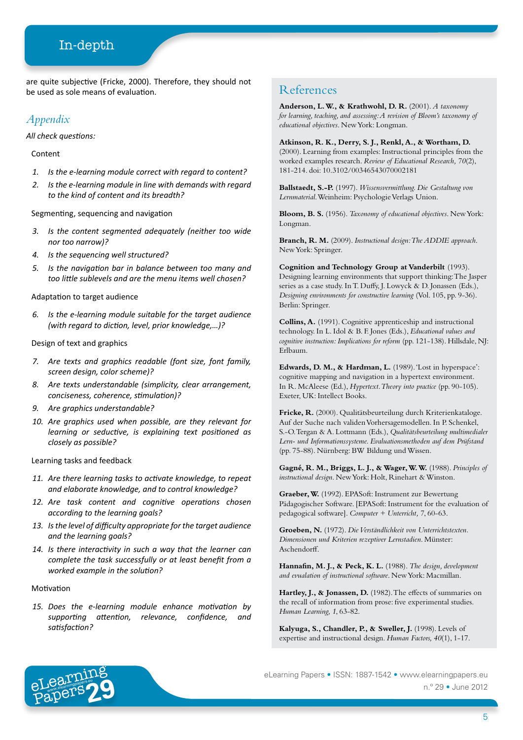are quite subjective (Fricke, 2000). Therefore, they should not be used as sole means of evaluation.

## *Appendix*

*All check questions:*

Content

1. *Is the e-learning module correct with regard to content?*
2. *Is the e-learning module in line with demands with regard to the kind of content and its breadth?*

Segmenting, sequencing and navigation

3. *Is the content segmented adequately (neither too wide nor too narrow)?*
4. *Is the sequencing well structured?*
5. *Is the navigation bar in balance between too many and too little sublevels and are the menu items well chosen?*

Adaptation to target audience

6. *Is the e-learning module suitable for the target audience (with regard to diction, level, prior knowledge,…)?*

Design of text and graphics

7. *Are texts and graphics readable (font size, font family, screen design, color scheme)?*
8. *Are texts understandable (simplicity, clear arrangement, conciseness, coherence, stimulation)?*
9. *Are graphics understandable?*
10. *Are graphics used when possible, are they relevant for learning or seductive, is explaining text positioned as closely as possible?*

Learning tasks and feedback

11. *Are there learning tasks to activate knowledge, to repeat and elaborate knowledge, and to control knowledge?*
12. *Are task content and cognitive operations chosen according to the learning goals?*
13. *Is the level of difficulty appropriate for the target audience and the learning goals?*
14. *Is there interactivity in such a way that the learner can complete the task successfully or at least benefit from a worked example in the solution?*

Motivation

15. *Does the e-learning module enhance motivation by supporting attention, relevance, confidence, and satisfaction?*

## References

**Anderson, L. W., & Krathwohl, D. R.** (2001). *A taxonomy for learning, teaching, and assessing: A revision of Bloom's taxonomy of educational objectives*. New York: Longman.

**Atkinson, R. K., Derry, S. J., Renkl, A., & Wortham, D.** (2000). Learning from examples: Instructional principles from the worked examples research. *Review of Educational Research, 70*(2), 181-214. doi: 10.3102/00346543070002181

**Ballstaedt, S.-P.** (1997). *Wissensvermittlung. Die Gestaltung von Lernmaterial*. Weinheim: Psychologie Verlags Union.

**Bloom, B. S.** (1956). *Taxonomy of educational objectives*. New York: Longman.

**Branch, R. M.** (2009). *Instructional design: The ADDIE approach*. New York: Springer.

**Cognition and Technology Group at Vanderbilt** (1993). Designing learning environments that support thinking: The Jasper series as a case study. In T. Duffy, J. Lowyck & D. Jonassen (Eds.), *Designing environments for constructive learning* (Vol. 105, pp. 9-36). Berlin: Springer.

**Collins, A.** (1991). Cognitive apprenticeship and instructional technology. In L. Idol & B. F. Jones (Eds.), *Educational values and cognitive instruction: Implications for reform* (pp. 121-138). Hillsdale, NJ: Erlbaum.

**Edwards, D. M., & Hardman, L.** (1989). 'Lost in hyperspace': cognitive mapping and navigation in a hypertext environment. In R. McAleese (Ed.), *Hypertext. Theory into practice* (pp. 90-105). Exeter, UK: Intellect Books.

**Fricke, R.** (2000). Qualitätsbeurteilung durch Kriterienkataloge. Auf der Suche nach validen Vorhersagemodellen. In P. Schenkel, S.-O. Tergan & A. Lottmann (Eds.), *Qualitätsbeurteilung multimedialer Lern- und Informationssysteme. Evaluationsmethoden auf dem Prüfstand* (pp. 75-88). Nürnberg: BW Bildung und Wissen.

**Gagné, R. M., Briggs, L. J., & Wager, W. W.** (1988). *Principles of instructional design*. New York: Holt, Rinehart & Winston.

**Graeber, W.** (1992). EPASoft: Instrument zur Bewertung Pädagogischer Software. [EPASoft: Instrument for the evaluation of pedagogical software]. *Computer + Unterricht*, 7, 60-63.

**Groeben, N.** (1972). *Die Verständlichkeit von Unterrichtstexten. Dimensionen und Kriterien rezeptiver Lernstadien*. Münster: Aschendorff.

**Hannafin, M. J., & Peck, K. L.** (1988). *The design, development and evualation of instructional software*. New York: Macmillan.

**Hartley, J., & Jonassen, D.** (1982). The effects of summaries on the recall of information from prose: five experimental studies. *Human Learning, 1*, 63-82.

**Kalyuga, S., Chandler, P., & Sweller, J.** (1998). Levels of expertise and instructional design. *Human Factors, 40*(1), 1-17.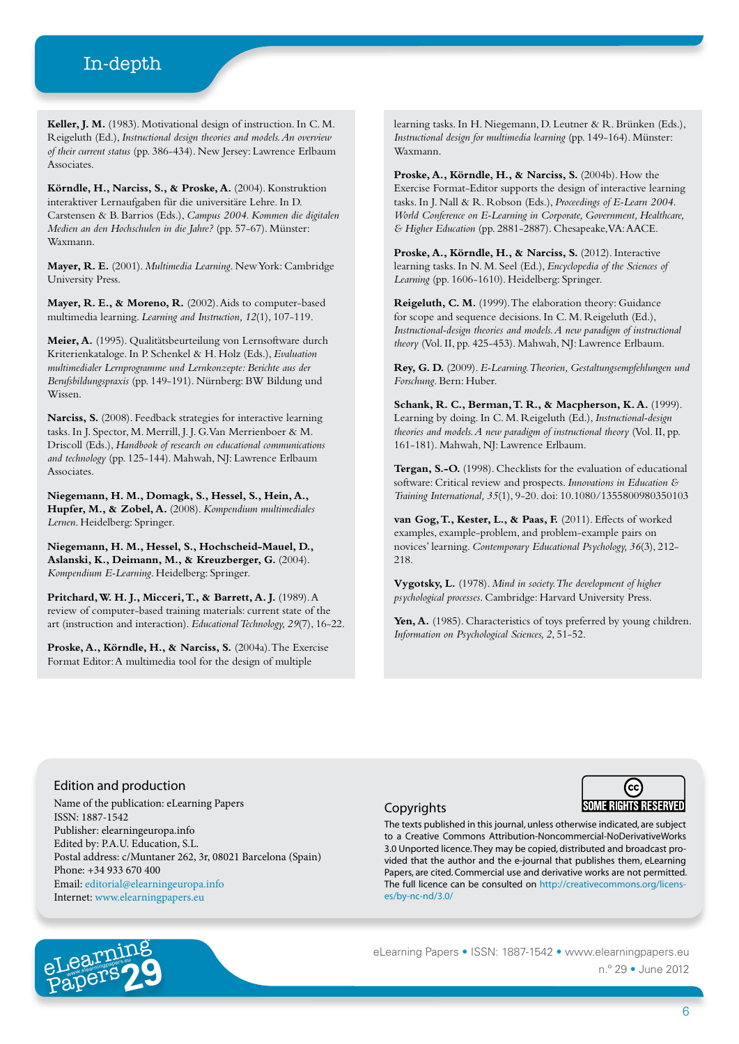**Keller, J. M.** (1983). Motivational design of instruction. In C. M. Reigeluth (Ed.), *Instructional design theories and models. An overview of their current status* (pp. 386-434). New Jersey: Lawrence Erlbaum Associates.

**Körndle, H., Narciss, S., & Proske, A.** (2004). Konstruktion interaktiver Lernaufgaben für die universitäre Lehre. In D. Carstensen & B. Barrios (Eds.), *Campus 2004. Kommen die digitalen Medien an den Hochschulen in die Jahre?* (pp. 57-67). Münster: Waxmann.

**Mayer, R. E.** (2001). *Multimedia Learning*. New York: Cambridge University Press.

**Mayer, R. E., & Moreno, R.** (2002). Aids to computer-based multimedia learning. *Learning and Instruction, 12*(1), 107-119.

**Meier, A.** (1995). Qualitätsbeurteilung von Lernsoftware durch Kriterienkataloge. In P. Schenkel & H. Holz (Eds.), *Evaluation multimedialer Lernprogramme und Lernkonzepte: Berichte aus der Berufsbildungspraxis* (pp. 149-191). Nürnberg: BW Bildung und Wissen.

**Narciss, S.** (2008). Feedback strategies for interactive learning tasks. In J. Spector, M. Merrill, J. J. G. Van Merrienboer & M. Driscoll (Eds.), *Handbook of research on educational communications and technology* (pp. 125-144). Mahwah, NJ: Lawrence Erlbaum Associates.

**Niegemann, H. M., Domagk, S., Hessel, S., Hein, A., Hupfer, M., & Zobel, A.** (2008). *Kompendium multimediales Lernen*. Heidelberg: Springer.

**Niegemann, H. M., Hessel, S., Hochscheid-Mauel, D., Aslanski, K., Deimann, M., & Kreuzberger, G.** (2004). *Kompendium E-Learning*. Heidelberg: Springer.

**Pritchard, W. H. J., Micceri, T., & Barrett, A. J.** (1989). A review of computer-based training materials: current state of the art (instruction and interaction). *Educational Technology, 29*(7), 16-22.

**Proske, A., Körndle, H., & Narciss, S.** (2004a). The Exercise Format Editor: A multimedia tool for the design of multiple learning tasks. In H. Niegemann, D. Leutner & R. Brünken (Eds.), *Instructional design for multimedia learning* (pp. 149-164). Münster: Waxmann.

**Proske, A., Körndle, H., & Narciss, S.** (2004b). How the Exercise Format-Editor supports the design of interactive learning tasks. In J. Nall & R. Robson (Eds.), *Proceedings of E-Learn 2004. World Conference on E-Learning in Corporate, Government, Healthcare, & Higher Education* (pp. 2881-2887). Chesapeake, VA: AACE.

**Proske, A., Körndle, H., & Narciss, S.** (2012). Interactive learning tasks. In N. M. Seel (Ed.), *Encyclopedia of the Sciences of Learning* (pp. 1606-1610). Heidelberg: Springer.

**Reigeluth, C. M.** (1999). The elaboration theory: Guidance for scope and sequence decisions. In C. M. Reigeluth (Ed.), *Instructional-design theories and models. A new paradigm of instructional theory* (Vol. II, pp. 425-453). Mahwah, NJ: Lawrence Erlbaum.

**Rey, G. D.** (2009). *E-Learning. Theorien, Gestaltungsempfehlungen und Forschung*. Bern: Huber.

**Schank, R. C., Berman, T. R., & Macpherson, K. A.** (1999). Learning by doing. In C. M. Reigeluth (Ed.), *Instructional-design theories and models. A new paradigm of instructional theory* (Vol. II, pp. 161-181). Mahwah, NJ: Lawrence Erlbaum.

**Tergan, S.-O.** (1998). Checklists for the evaluation of educational software: Critical review and prospects. *Innovations in Education & Training International, 35*(1), 9-20. doi: 10.1080/1355800980350103

**van Gog, T., Kester, L., & Paas, F.** (2011). Effects of worked examples, example-problem, and problem-example pairs on novices' learning. *Contemporary Educational Psychology, 36*(3), 212-218.

**Vygotsky, L.** (1978). *Mind in society. The development of higher psychological processes*. Cambridge: Harvard University Press.

**Yen, A.** (1985). Characteristics of toys preferred by young children. *Information on Psychological Sciences, 2*, 51-52.

## Edition and production

Name of the publication: eLearning Papers
ISSN: 1887-1542
Publisher: elearningeuropa.info
Edited by: P.A.U. Education, S.L.
Postal address: c/Muntaner 262, 3r, 08021 Barcelona (Spain)
Phone: +34 933 670 400
Email: editorial@elearningeuropa.info
Internet: www.elearningpapers.eu

## Copyrights

SOME RIGHTS RESERVED

The texts published in this journal, unless otherwise indicated, are subject to a Creative Commons Attribution-Noncommercial-NoDerivativeWorks 3.0 Unported licence. They may be copied, distributed and broadcast provided that the author and the e-journal that publishes them, eLearning Papers, are cited. Commercial use and derivative works are not permitted. The full licence can be consulted on http://creativecommons.org/licenses/by-nc-nd/3.0/